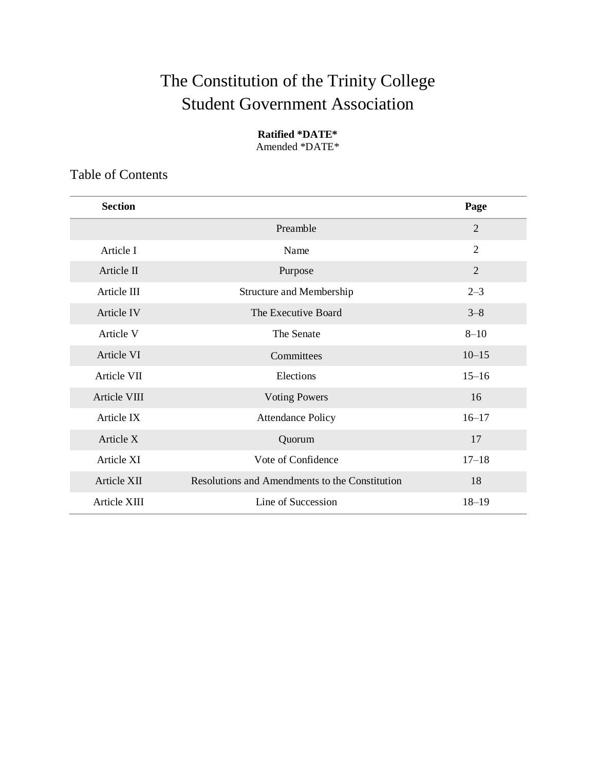# The Constitution of the Trinity College Student Government Association

**Ratified *DATE***
Amended *DATE*

## Table of Contents

| Section | | Page |
|---|---|---|
| | Preamble | 2 |
| Article I | Name | 2 |
| Article II | Purpose | 2 |
| Article III | Structure and Membership | 2–3 |
| Article IV | The Executive Board | 3–8 |
| Article V | The Senate | 8–10 |
| Article VI | Committees | 10–15 |
| Article VII | Elections | 15–16 |
| Article VIII | Voting Powers | 16 |
| Article IX | Attendance Policy | 16–17 |
| Article X | Quorum | 17 |
| Article XI | Vote of Confidence | 17–18 |
| Article XII | Resolutions and Amendments to the Constitution | 18 |
| Article XIII | Line of Succession | 18–19 |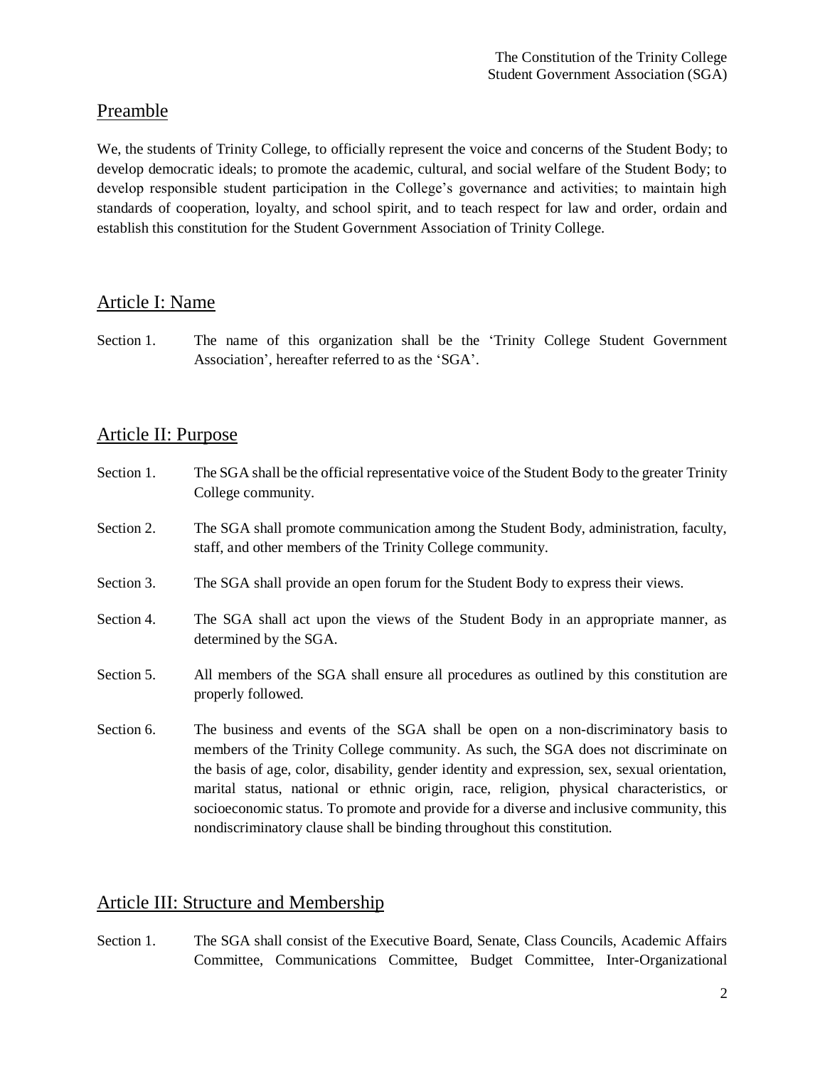## Preamble

We, the students of Trinity College, to officially represent the voice and concerns of the Student Body; to develop democratic ideals; to promote the academic, cultural, and social welfare of the Student Body; to develop responsible student participation in the College's governance and activities; to maintain high standards of cooperation, loyalty, and school spirit, and to teach respect for law and order, ordain and establish this constitution for the Student Government Association of Trinity College.

## Article I: Name

Section 1. The name of this organization shall be the 'Trinity College Student Government Association', hereafter referred to as the 'SGA'.

## Article II: Purpose

Section 1. The SGA shall be the official representative voice of the Student Body to the greater Trinity College community.

Section 2. The SGA shall promote communication among the Student Body, administration, faculty, staff, and other members of the Trinity College community.

Section 3. The SGA shall provide an open forum for the Student Body to express their views.

Section 4. The SGA shall act upon the views of the Student Body in an appropriate manner, as determined by the SGA.

Section 5. All members of the SGA shall ensure all procedures as outlined by this constitution are properly followed.

Section 6. The business and events of the SGA shall be open on a non-discriminatory basis to members of the Trinity College community. As such, the SGA does not discriminate on the basis of age, color, disability, gender identity and expression, sex, sexual orientation, marital status, national or ethnic origin, race, religion, physical characteristics, or socioeconomic status. To promote and provide for a diverse and inclusive community, this nondiscriminatory clause shall be binding throughout this constitution.

## Article III: Structure and Membership

Section 1. The SGA shall consist of the Executive Board, Senate, Class Councils, Academic Affairs Committee, Communications Committee, Budget Committee, Inter-Organizational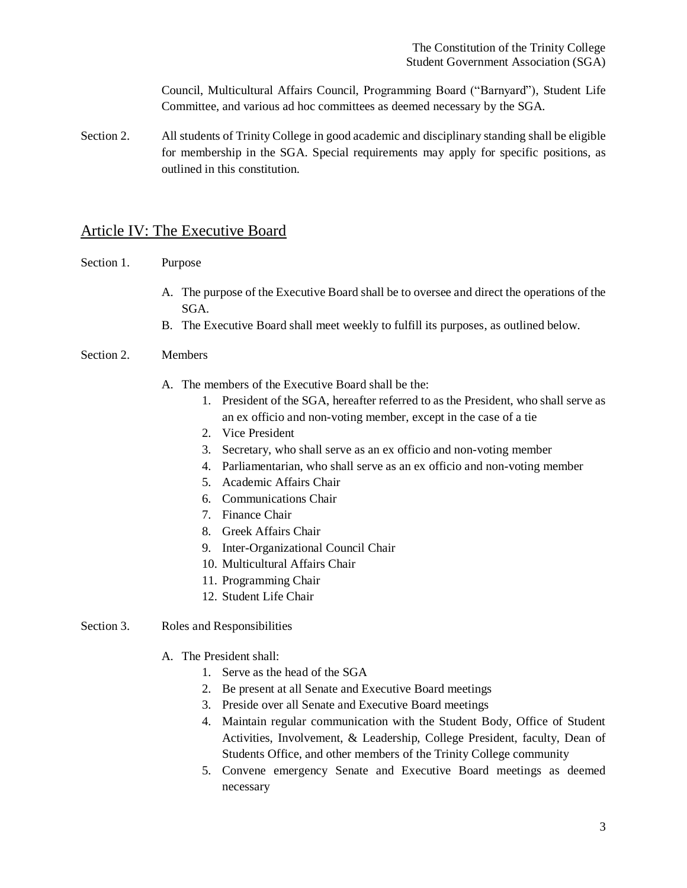Council, Multicultural Affairs Council, Programming Board ("Barnyard"), Student Life Committee, and various ad hoc committees as deemed necessary by the SGA.

Section 2. All students of Trinity College in good academic and disciplinary standing shall be eligible for membership in the SGA. Special requirements may apply for specific positions, as outlined in this constitution.

## Article IV: The Executive Board

Section 1. Purpose

A. The purpose of the Executive Board shall be to oversee and direct the operations of the SGA.
B. The Executive Board shall meet weekly to fulfill its purposes, as outlined below.

Section 2. Members

A. The members of the Executive Board shall be the:
   1. President of the SGA, hereafter referred to as the President, who shall serve as an ex officio and non-voting member, except in the case of a tie
   2. Vice President
   3. Secretary, who shall serve as an ex officio and non-voting member
   4. Parliamentarian, who shall serve as an ex officio and non-voting member
   5. Academic Affairs Chair
   6. Communications Chair
   7. Finance Chair
   8. Greek Affairs Chair
   9. Inter-Organizational Council Chair
   10. Multicultural Affairs Chair
   11. Programming Chair
   12. Student Life Chair

Section 3. Roles and Responsibilities

A. The President shall:
   1. Serve as the head of the SGA
   2. Be present at all Senate and Executive Board meetings
   3. Preside over all Senate and Executive Board meetings
   4. Maintain regular communication with the Student Body, Office of Student Activities, Involvement, & Leadership, College President, faculty, Dean of Students Office, and other members of the Trinity College community
   5. Convene emergency Senate and Executive Board meetings as deemed necessary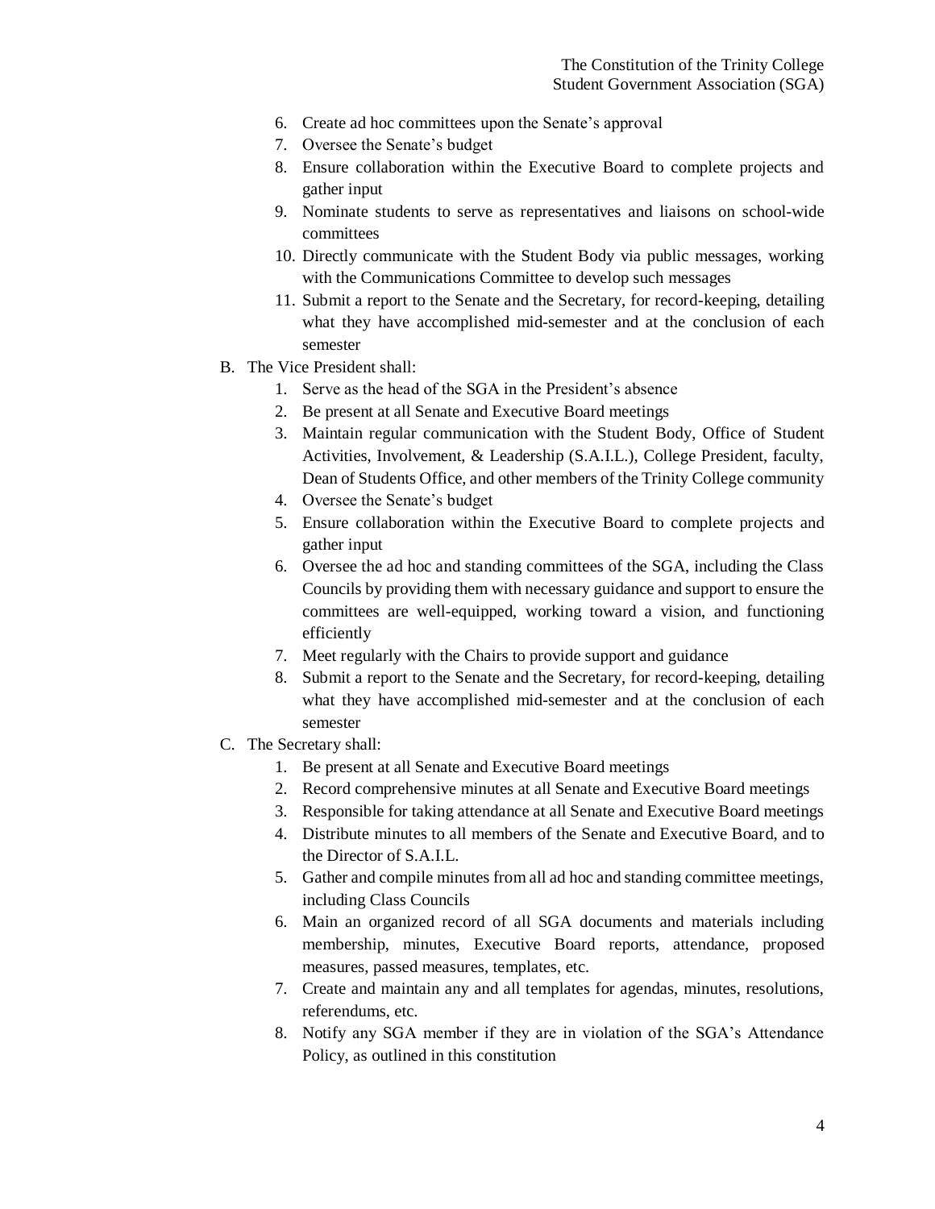6. Create ad hoc committees upon the Senate's approval
7. Oversee the Senate's budget
8. Ensure collaboration within the Executive Board to complete projects and gather input
9. Nominate students to serve as representatives and liaisons on school-wide committees
10. Directly communicate with the Student Body via public messages, working with the Communications Committee to develop such messages
11. Submit a report to the Senate and the Secretary, for record-keeping, detailing what they have accomplished mid-semester and at the conclusion of each semester

B. The Vice President shall:
   1. Serve as the head of the SGA in the President's absence
   2. Be present at all Senate and Executive Board meetings
   3. Maintain regular communication with the Student Body, Office of Student Activities, Involvement, & Leadership (S.A.I.L.), College President, faculty, Dean of Students Office, and other members of the Trinity College community
   4. Oversee the Senate's budget
   5. Ensure collaboration within the Executive Board to complete projects and gather input
   6. Oversee the ad hoc and standing committees of the SGA, including the Class Councils by providing them with necessary guidance and support to ensure the committees are well-equipped, working toward a vision, and functioning efficiently
   7. Meet regularly with the Chairs to provide support and guidance
   8. Submit a report to the Senate and the Secretary, for record-keeping, detailing what they have accomplished mid-semester and at the conclusion of each semester

C. The Secretary shall:
   1. Be present at all Senate and Executive Board meetings
   2. Record comprehensive minutes at all Senate and Executive Board meetings
   3. Responsible for taking attendance at all Senate and Executive Board meetings
   4. Distribute minutes to all members of the Senate and Executive Board, and to the Director of S.A.I.L.
   5. Gather and compile minutes from all ad hoc and standing committee meetings, including Class Councils
   6. Main an organized record of all SGA documents and materials including membership, minutes, Executive Board reports, attendance, proposed measures, passed measures, templates, etc.
   7. Create and maintain any and all templates for agendas, minutes, resolutions, referendums, etc.
   8. Notify any SGA member if they are in violation of the SGA's Attendance Policy, as outlined in this constitution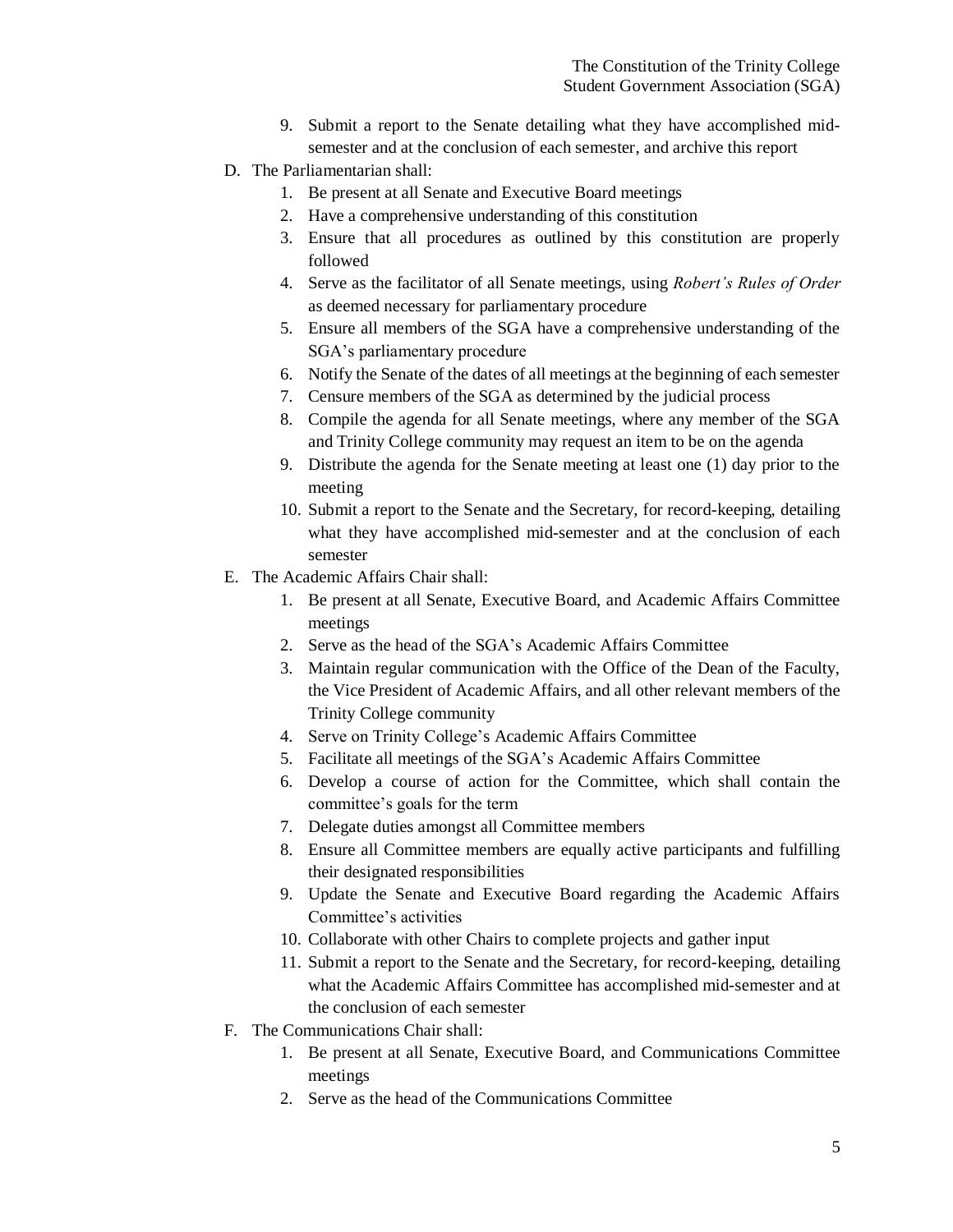9. Submit a report to the Senate detailing what they have accomplished mid-semester and at the conclusion of each semester, and archive this report

D. The Parliamentarian shall:
   1. Be present at all Senate and Executive Board meetings
   2. Have a comprehensive understanding of this constitution
   3. Ensure that all procedures as outlined by this constitution are properly followed
   4. Serve as the facilitator of all Senate meetings, using *Robert's Rules of Order* as deemed necessary for parliamentary procedure
   5. Ensure all members of the SGA have a comprehensive understanding of the SGA's parliamentary procedure
   6. Notify the Senate of the dates of all meetings at the beginning of each semester
   7. Censure members of the SGA as determined by the judicial process
   8. Compile the agenda for all Senate meetings, where any member of the SGA and Trinity College community may request an item to be on the agenda
   9. Distribute the agenda for the Senate meeting at least one (1) day prior to the meeting
   10. Submit a report to the Senate and the Secretary, for record-keeping, detailing what they have accomplished mid-semester and at the conclusion of each semester

E. The Academic Affairs Chair shall:
   1. Be present at all Senate, Executive Board, and Academic Affairs Committee meetings
   2. Serve as the head of the SGA's Academic Affairs Committee
   3. Maintain regular communication with the Office of the Dean of the Faculty, the Vice President of Academic Affairs, and all other relevant members of the Trinity College community
   4. Serve on Trinity College's Academic Affairs Committee
   5. Facilitate all meetings of the SGA's Academic Affairs Committee
   6. Develop a course of action for the Committee, which shall contain the committee's goals for the term
   7. Delegate duties amongst all Committee members
   8. Ensure all Committee members are equally active participants and fulfilling their designated responsibilities
   9. Update the Senate and Executive Board regarding the Academic Affairs Committee's activities
   10. Collaborate with other Chairs to complete projects and gather input
   11. Submit a report to the Senate and the Secretary, for record-keeping, detailing what the Academic Affairs Committee has accomplished mid-semester and at the conclusion of each semester

F. The Communications Chair shall:
   1. Be present at all Senate, Executive Board, and Communications Committee meetings
   2. Serve as the head of the Communications Committee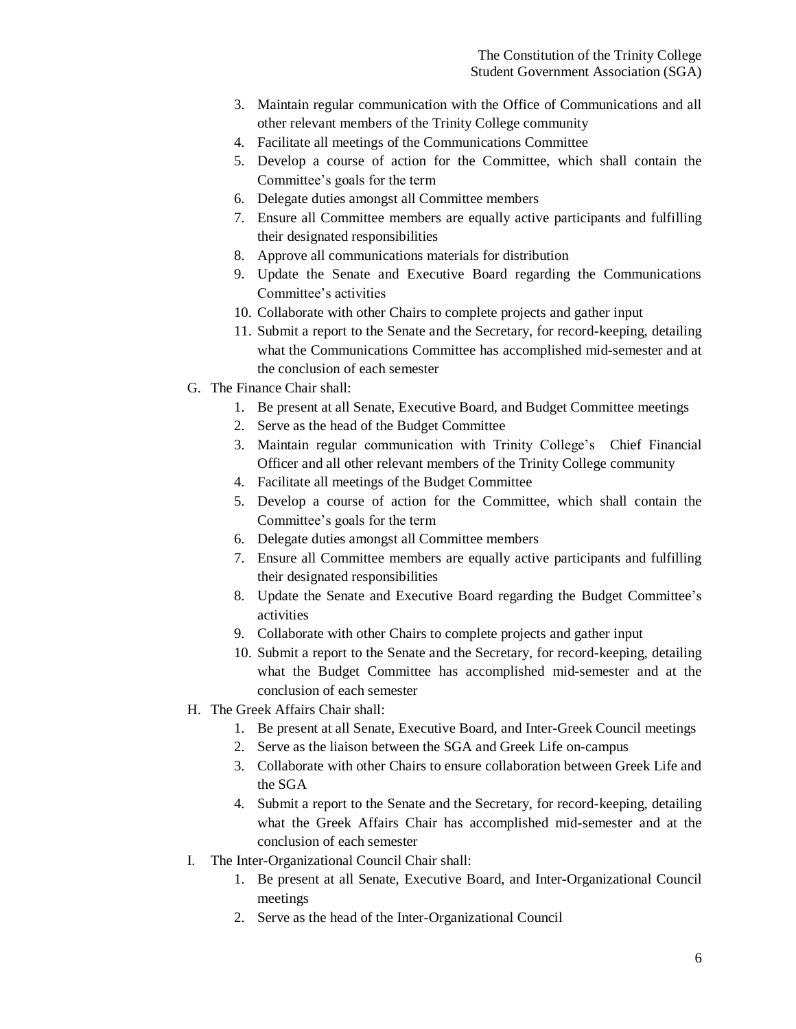3. Maintain regular communication with the Office of Communications and all other relevant members of the Trinity College community
4. Facilitate all meetings of the Communications Committee
5. Develop a course of action for the Committee, which shall contain the Committee's goals for the term
6. Delegate duties amongst all Committee members
7. Ensure all Committee members are equally active participants and fulfilling their designated responsibilities
8. Approve all communications materials for distribution
9. Update the Senate and Executive Board regarding the Communications Committee's activities
10. Collaborate with other Chairs to complete projects and gather input
11. Submit a report to the Senate and the Secretary, for record-keeping, detailing what the Communications Committee has accomplished mid-semester and at the conclusion of each semester

G. The Finance Chair shall:
   1. Be present at all Senate, Executive Board, and Budget Committee meetings
   2. Serve as the head of the Budget Committee
   3. Maintain regular communication with Trinity College's Chief Financial Officer and all other relevant members of the Trinity College community
   4. Facilitate all meetings of the Budget Committee
   5. Develop a course of action for the Committee, which shall contain the Committee's goals for the term
   6. Delegate duties amongst all Committee members
   7. Ensure all Committee members are equally active participants and fulfilling their designated responsibilities
   8. Update the Senate and Executive Board regarding the Budget Committee's activities
   9. Collaborate with other Chairs to complete projects and gather input
   10. Submit a report to the Senate and the Secretary, for record-keeping, detailing what the Budget Committee has accomplished mid-semester and at the conclusion of each semester

H. The Greek Affairs Chair shall:
   1. Be present at all Senate, Executive Board, and Inter-Greek Council meetings
   2. Serve as the liaison between the SGA and Greek Life on-campus
   3. Collaborate with other Chairs to ensure collaboration between Greek Life and the SGA
   4. Submit a report to the Senate and the Secretary, for record-keeping, detailing what the Greek Affairs Chair has accomplished mid-semester and at the conclusion of each semester

I. The Inter-Organizational Council Chair shall:
   1. Be present at all Senate, Executive Board, and Inter-Organizational Council meetings
   2. Serve as the head of the Inter-Organizational Council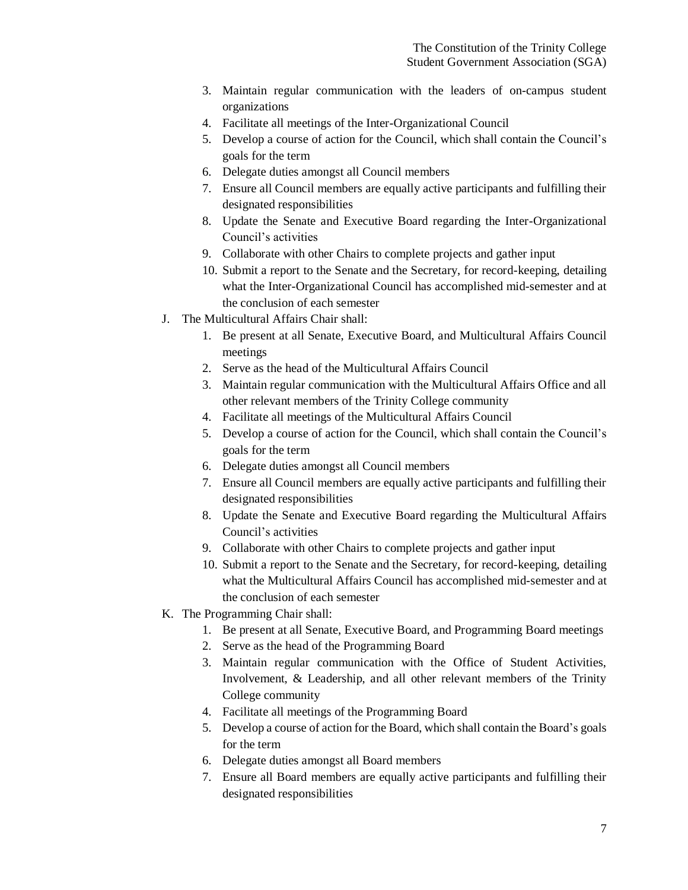3. Maintain regular communication with the leaders of on-campus student organizations
4. Facilitate all meetings of the Inter-Organizational Council
5. Develop a course of action for the Council, which shall contain the Council's goals for the term
6. Delegate duties amongst all Council members
7. Ensure all Council members are equally active participants and fulfilling their designated responsibilities
8. Update the Senate and Executive Board regarding the Inter-Organizational Council's activities
9. Collaborate with other Chairs to complete projects and gather input
10. Submit a report to the Senate and the Secretary, for record-keeping, detailing what the Inter-Organizational Council has accomplished mid-semester and at the conclusion of each semester

J. The Multicultural Affairs Chair shall:
   1. Be present at all Senate, Executive Board, and Multicultural Affairs Council meetings
   2. Serve as the head of the Multicultural Affairs Council
   3. Maintain regular communication with the Multicultural Affairs Office and all other relevant members of the Trinity College community
   4. Facilitate all meetings of the Multicultural Affairs Council
   5. Develop a course of action for the Council, which shall contain the Council's goals for the term
   6. Delegate duties amongst all Council members
   7. Ensure all Council members are equally active participants and fulfilling their designated responsibilities
   8. Update the Senate and Executive Board regarding the Multicultural Affairs Council's activities
   9. Collaborate with other Chairs to complete projects and gather input
   10. Submit a report to the Senate and the Secretary, for record-keeping, detailing what the Multicultural Affairs Council has accomplished mid-semester and at the conclusion of each semester

K. The Programming Chair shall:
   1. Be present at all Senate, Executive Board, and Programming Board meetings
   2. Serve as the head of the Programming Board
   3. Maintain regular communication with the Office of Student Activities, Involvement, & Leadership, and all other relevant members of the Trinity College community
   4. Facilitate all meetings of the Programming Board
   5. Develop a course of action for the Board, which shall contain the Board's goals for the term
   6. Delegate duties amongst all Board members
   7. Ensure all Board members are equally active participants and fulfilling their designated responsibilities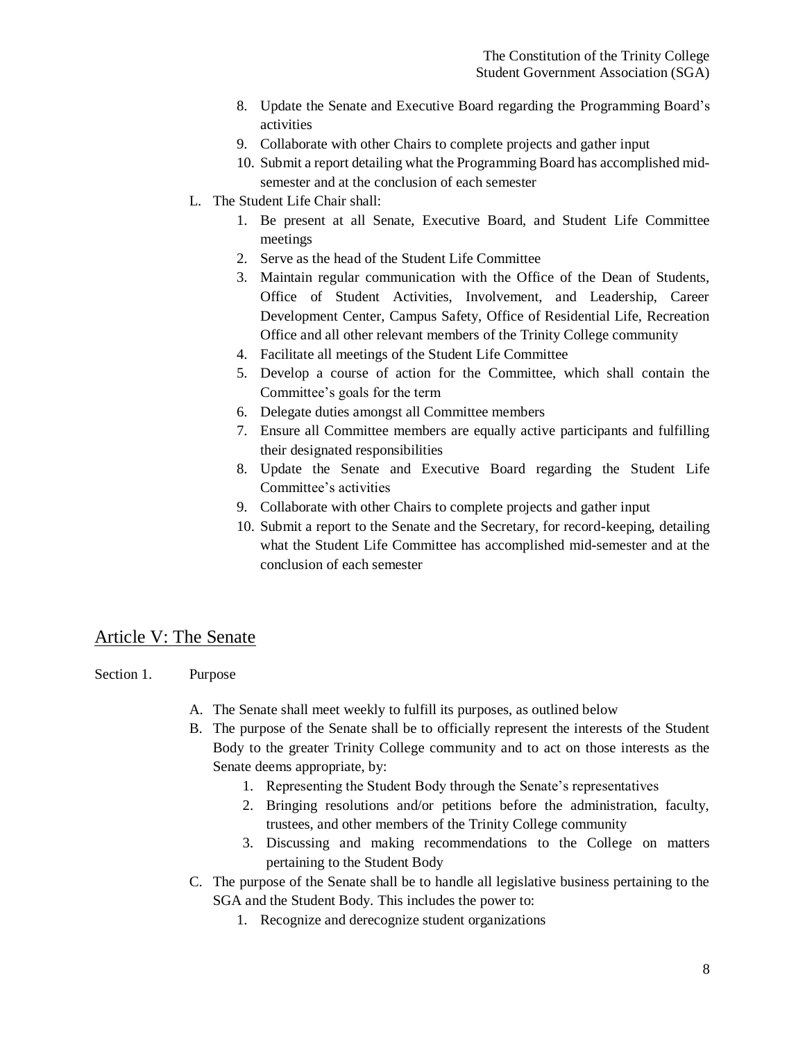8. Update the Senate and Executive Board regarding the Programming Board's activities
9. Collaborate with other Chairs to complete projects and gather input
10. Submit a report detailing what the Programming Board has accomplished mid-semester and at the conclusion of each semester

L. The Student Life Chair shall:
    1. Be present at all Senate, Executive Board, and Student Life Committee meetings
    2. Serve as the head of the Student Life Committee
    3. Maintain regular communication with the Office of the Dean of Students, Office of Student Activities, Involvement, and Leadership, Career Development Center, Campus Safety, Office of Residential Life, Recreation Office and all other relevant members of the Trinity College community
    4. Facilitate all meetings of the Student Life Committee
    5. Develop a course of action for the Committee, which shall contain the Committee's goals for the term
    6. Delegate duties amongst all Committee members
    7. Ensure all Committee members are equally active participants and fulfilling their designated responsibilities
    8. Update the Senate and Executive Board regarding the Student Life Committee's activities
    9. Collaborate with other Chairs to complete projects and gather input
    10. Submit a report to the Senate and the Secretary, for record-keeping, detailing what the Student Life Committee has accomplished mid-semester and at the conclusion of each semester

## Article V: The Senate

Section 1. Purpose

A. The Senate shall meet weekly to fulfill its purposes, as outlined below
B. The purpose of the Senate shall be to officially represent the interests of the Student Body to the greater Trinity College community and to act on those interests as the Senate deems appropriate, by:
    1. Representing the Student Body through the Senate's representatives
    2. Bringing resolutions and/or petitions before the administration, faculty, trustees, and other members of the Trinity College community
    3. Discussing and making recommendations to the College on matters pertaining to the Student Body
C. The purpose of the Senate shall be to handle all legislative business pertaining to the SGA and the Student Body. This includes the power to:
    1. Recognize and derecognize student organizations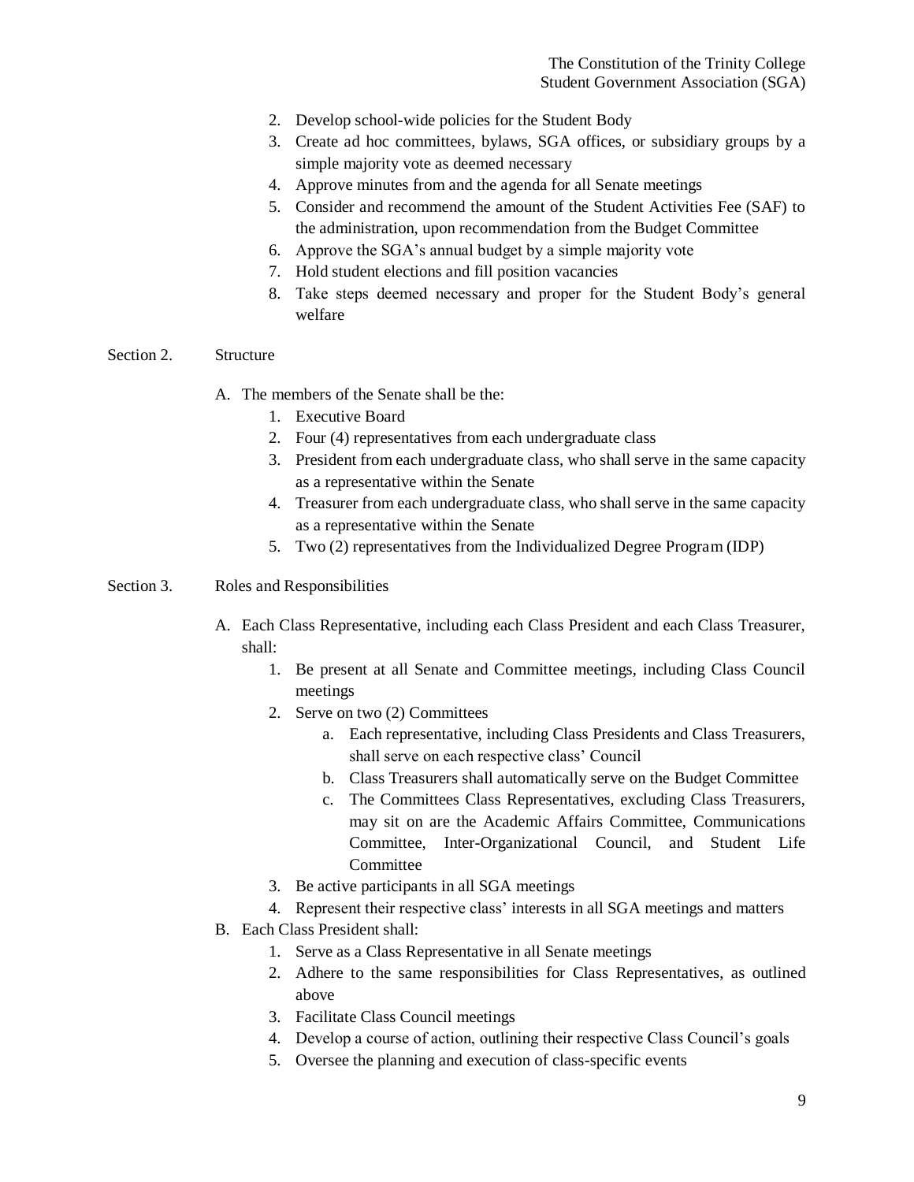2. Develop school-wide policies for the Student Body
3. Create ad hoc committees, bylaws, SGA offices, or subsidiary groups by a simple majority vote as deemed necessary
4. Approve minutes from and the agenda for all Senate meetings
5. Consider and recommend the amount of the Student Activities Fee (SAF) to the administration, upon recommendation from the Budget Committee
6. Approve the SGA's annual budget by a simple majority vote
7. Hold student elections and fill position vacancies
8. Take steps deemed necessary and proper for the Student Body's general welfare

Section 2. Structure

A. The members of the Senate shall be the:
   1. Executive Board
   2. Four (4) representatives from each undergraduate class
   3. President from each undergraduate class, who shall serve in the same capacity as a representative within the Senate
   4. Treasurer from each undergraduate class, who shall serve in the same capacity as a representative within the Senate
   5. Two (2) representatives from the Individualized Degree Program (IDP)

Section 3. Roles and Responsibilities

A. Each Class Representative, including each Class President and each Class Treasurer, shall:
   1. Be present at all Senate and Committee meetings, including Class Council meetings
   2. Serve on two (2) Committees
      a. Each representative, including Class Presidents and Class Treasurers, shall serve on each respective class' Council
      b. Class Treasurers shall automatically serve on the Budget Committee
      c. The Committees Class Representatives, excluding Class Treasurers, may sit on are the Academic Affairs Committee, Communications Committee, Inter-Organizational Council, and Student Life Committee
   3. Be active participants in all SGA meetings
   4. Represent their respective class' interests in all SGA meetings and matters
B. Each Class President shall:
   1. Serve as a Class Representative in all Senate meetings
   2. Adhere to the same responsibilities for Class Representatives, as outlined above
   3. Facilitate Class Council meetings
   4. Develop a course of action, outlining their respective Class Council's goals
   5. Oversee the planning and execution of class-specific events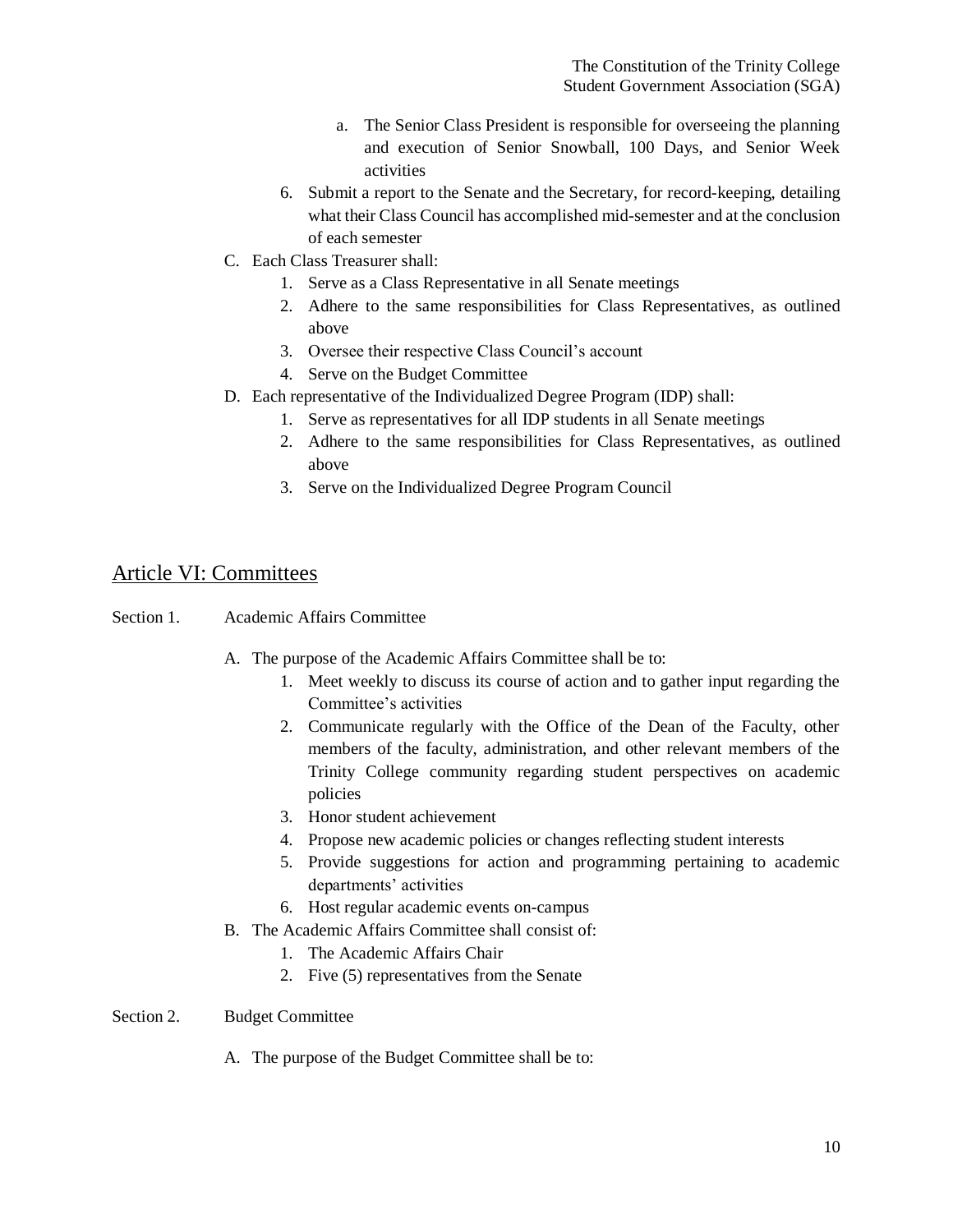a. The Senior Class President is responsible for overseeing the planning and execution of Senior Snowball, 100 Days, and Senior Week activities

6. Submit a report to the Senate and the Secretary, for record-keeping, detailing what their Class Council has accomplished mid-semester and at the conclusion of each semester

C. Each Class Treasurer shall:
   1. Serve as a Class Representative in all Senate meetings
   2. Adhere to the same responsibilities for Class Representatives, as outlined above
   3. Oversee their respective Class Council's account
   4. Serve on the Budget Committee

D. Each representative of the Individualized Degree Program (IDP) shall:
   1. Serve as representatives for all IDP students in all Senate meetings
   2. Adhere to the same responsibilities for Class Representatives, as outlined above
   3. Serve on the Individualized Degree Program Council

## Article VI: Committees

Section 1. Academic Affairs Committee

A. The purpose of the Academic Affairs Committee shall be to:
   1. Meet weekly to discuss its course of action and to gather input regarding the Committee's activities
   2. Communicate regularly with the Office of the Dean of the Faculty, other members of the faculty, administration, and other relevant members of the Trinity College community regarding student perspectives on academic policies
   3. Honor student achievement
   4. Propose new academic policies or changes reflecting student interests
   5. Provide suggestions for action and programming pertaining to academic departments' activities
   6. Host regular academic events on-campus

B. The Academic Affairs Committee shall consist of:
   1. The Academic Affairs Chair
   2. Five (5) representatives from the Senate

Section 2. Budget Committee

A. The purpose of the Budget Committee shall be to: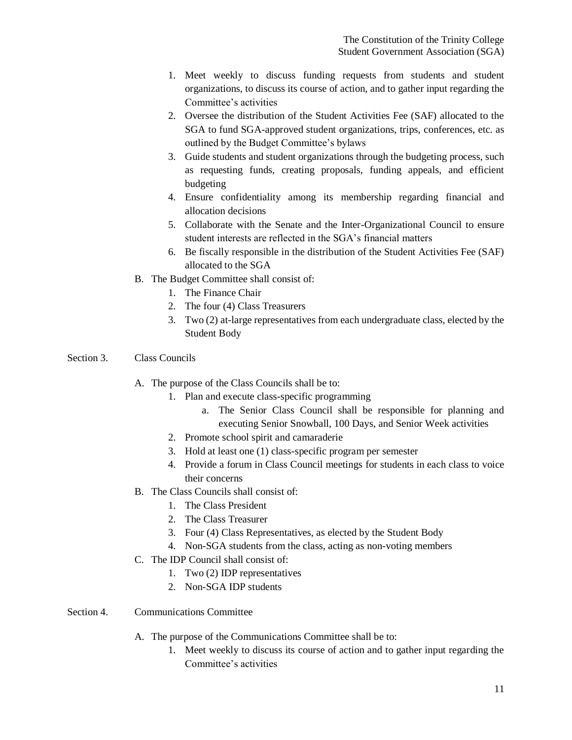1. Meet weekly to discuss funding requests from students and student organizations, to discuss its course of action, and to gather input regarding the Committee's activities
2. Oversee the distribution of the Student Activities Fee (SAF) allocated to the SGA to fund SGA-approved student organizations, trips, conferences, etc. as outlined by the Budget Committee's bylaws
3. Guide students and student organizations through the budgeting process, such as requesting funds, creating proposals, funding appeals, and efficient budgeting
4. Ensure confidentiality among its membership regarding financial and allocation decisions
5. Collaborate with the Senate and the Inter-Organizational Council to ensure student interests are reflected in the SGA's financial matters
6. Be fiscally responsible in the distribution of the Student Activities Fee (SAF) allocated to the SGA

B. The Budget Committee shall consist of:
   1. The Finance Chair
   2. The four (4) Class Treasurers
   3. Two (2) at-large representatives from each undergraduate class, elected by the Student Body

## Section 3. Class Councils

A. The purpose of the Class Councils shall be to:
   1. Plan and execute class-specific programming
      a. The Senior Class Council shall be responsible for planning and executing Senior Snowball, 100 Days, and Senior Week activities
   2. Promote school spirit and camaraderie
   3. Hold at least one (1) class-specific program per semester
   4. Provide a forum in Class Council meetings for students in each class to voice their concerns

B. The Class Councils shall consist of:
   1. The Class President
   2. The Class Treasurer
   3. Four (4) Class Representatives, as elected by the Student Body
   4. Non-SGA students from the class, acting as non-voting members

C. The IDP Council shall consist of:
   1. Two (2) IDP representatives
   2. Non-SGA IDP students

## Section 4. Communications Committee

A. The purpose of the Communications Committee shall be to:
   1. Meet weekly to discuss its course of action and to gather input regarding the Committee's activities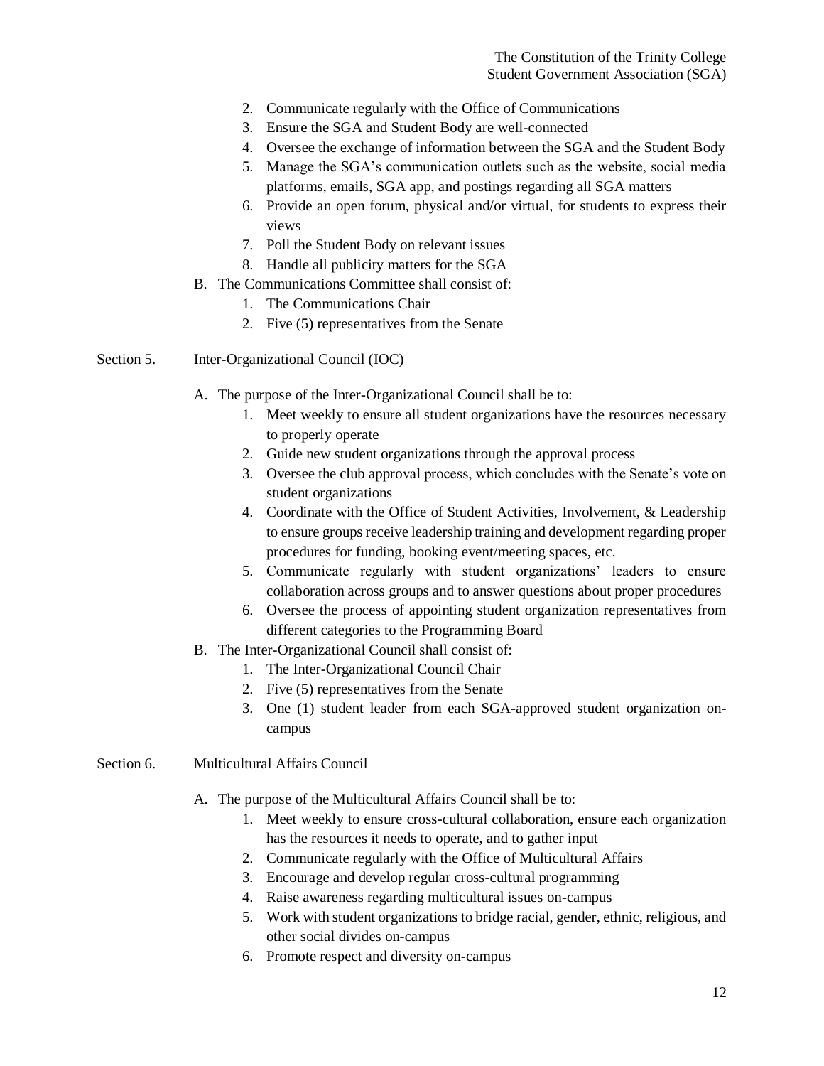2. Communicate regularly with the Office of Communications
3. Ensure the SGA and Student Body are well-connected
4. Oversee the exchange of information between the SGA and the Student Body
5. Manage the SGA's communication outlets such as the website, social media platforms, emails, SGA app, and postings regarding all SGA matters
6. Provide an open forum, physical and/or virtual, for students to express their views
7. Poll the Student Body on relevant issues
8. Handle all publicity matters for the SGA

B. The Communications Committee shall consist of:

1. The Communications Chair
2. Five (5) representatives from the Senate

## Section 5. Inter-Organizational Council (IOC)

A. The purpose of the Inter-Organizational Council shall be to:

1. Meet weekly to ensure all student organizations have the resources necessary to properly operate
2. Guide new student organizations through the approval process
3. Oversee the club approval process, which concludes with the Senate's vote on student organizations
4. Coordinate with the Office of Student Activities, Involvement, & Leadership to ensure groups receive leadership training and development regarding proper procedures for funding, booking event/meeting spaces, etc.
5. Communicate regularly with student organizations' leaders to ensure collaboration across groups and to answer questions about proper procedures
6. Oversee the process of appointing student organization representatives from different categories to the Programming Board

B. The Inter-Organizational Council shall consist of:

1. The Inter-Organizational Council Chair
2. Five (5) representatives from the Senate
3. One (1) student leader from each SGA-approved student organization on-campus

## Section 6. Multicultural Affairs Council

A. The purpose of the Multicultural Affairs Council shall be to:

1. Meet weekly to ensure cross-cultural collaboration, ensure each organization has the resources it needs to operate, and to gather input
2. Communicate regularly with the Office of Multicultural Affairs
3. Encourage and develop regular cross-cultural programming
4. Raise awareness regarding multicultural issues on-campus
5. Work with student organizations to bridge racial, gender, ethnic, religious, and other social divides on-campus
6. Promote respect and diversity on-campus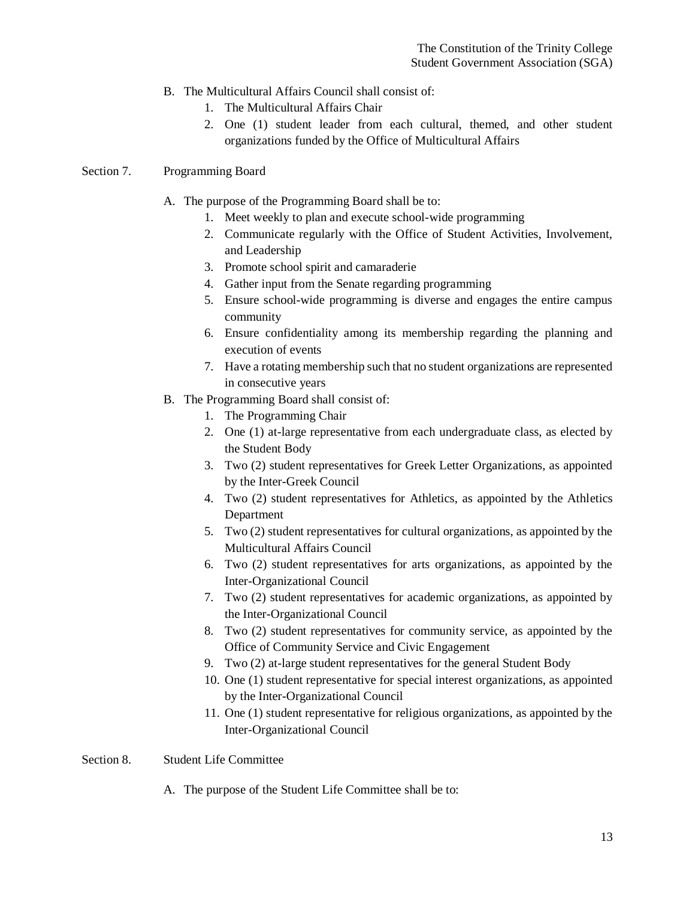B. The Multicultural Affairs Council shall consist of:
    1. The Multicultural Affairs Chair
    2. One (1) student leader from each cultural, themed, and other student organizations funded by the Office of Multicultural Affairs

## Section 7. Programming Board

A. The purpose of the Programming Board shall be to:
    1. Meet weekly to plan and execute school-wide programming
    2. Communicate regularly with the Office of Student Activities, Involvement, and Leadership
    3. Promote school spirit and camaraderie
    4. Gather input from the Senate regarding programming
    5. Ensure school-wide programming is diverse and engages the entire campus community
    6. Ensure confidentiality among its membership regarding the planning and execution of events
    7. Have a rotating membership such that no student organizations are represented in consecutive years

B. The Programming Board shall consist of:
    1. The Programming Chair
    2. One (1) at-large representative from each undergraduate class, as elected by the Student Body
    3. Two (2) student representatives for Greek Letter Organizations, as appointed by the Inter-Greek Council
    4. Two (2) student representatives for Athletics, as appointed by the Athletics Department
    5. Two (2) student representatives for cultural organizations, as appointed by the Multicultural Affairs Council
    6. Two (2) student representatives for arts organizations, as appointed by the Inter-Organizational Council
    7. Two (2) student representatives for academic organizations, as appointed by the Inter-Organizational Council
    8. Two (2) student representatives for community service, as appointed by the Office of Community Service and Civic Engagement
    9. Two (2) at-large student representatives for the general Student Body
    10. One (1) student representative for special interest organizations, as appointed by the Inter-Organizational Council
    11. One (1) student representative for religious organizations, as appointed by the Inter-Organizational Council

## Section 8. Student Life Committee

A. The purpose of the Student Life Committee shall be to: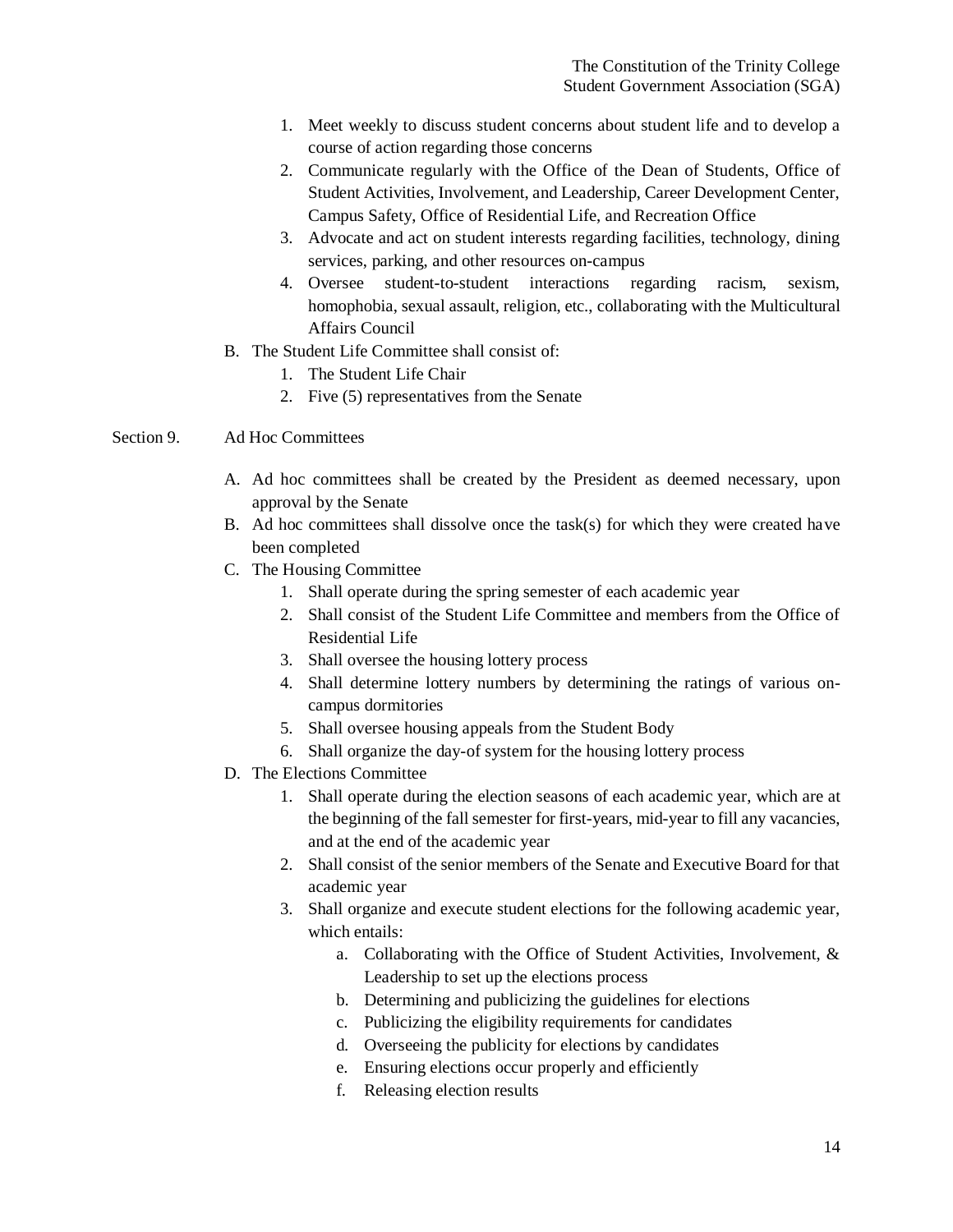1. Meet weekly to discuss student concerns about student life and to develop a course of action regarding those concerns
2. Communicate regularly with the Office of the Dean of Students, Office of Student Activities, Involvement, and Leadership, Career Development Center, Campus Safety, Office of Residential Life, and Recreation Office
3. Advocate and act on student interests regarding facilities, technology, dining services, parking, and other resources on-campus
4. Oversee student-to-student interactions regarding racism, sexism, homophobia, sexual assault, religion, etc., collaborating with the Multicultural Affairs Council

B. The Student Life Committee shall consist of:
   1. The Student Life Chair
   2. Five (5) representatives from the Senate

Section 9. Ad Hoc Committees

A. Ad hoc committees shall be created by the President as deemed necessary, upon approval by the Senate
B. Ad hoc committees shall dissolve once the task(s) for which they were created have been completed
C. The Housing Committee
   1. Shall operate during the spring semester of each academic year
   2. Shall consist of the Student Life Committee and members from the Office of Residential Life
   3. Shall oversee the housing lottery process
   4. Shall determine lottery numbers by determining the ratings of various on-campus dormitories
   5. Shall oversee housing appeals from the Student Body
   6. Shall organize the day-of system for the housing lottery process
D. The Elections Committee
   1. Shall operate during the election seasons of each academic year, which are at the beginning of the fall semester for first-years, mid-year to fill any vacancies, and at the end of the academic year
   2. Shall consist of the senior members of the Senate and Executive Board for that academic year
   3. Shall organize and execute student elections for the following academic year, which entails:
      a. Collaborating with the Office of Student Activities, Involvement, & Leadership to set up the elections process
      b. Determining and publicizing the guidelines for elections
      c. Publicizing the eligibility requirements for candidates
      d. Overseeing the publicity for elections by candidates
      e. Ensuring elections occur properly and efficiently
      f. Releasing election results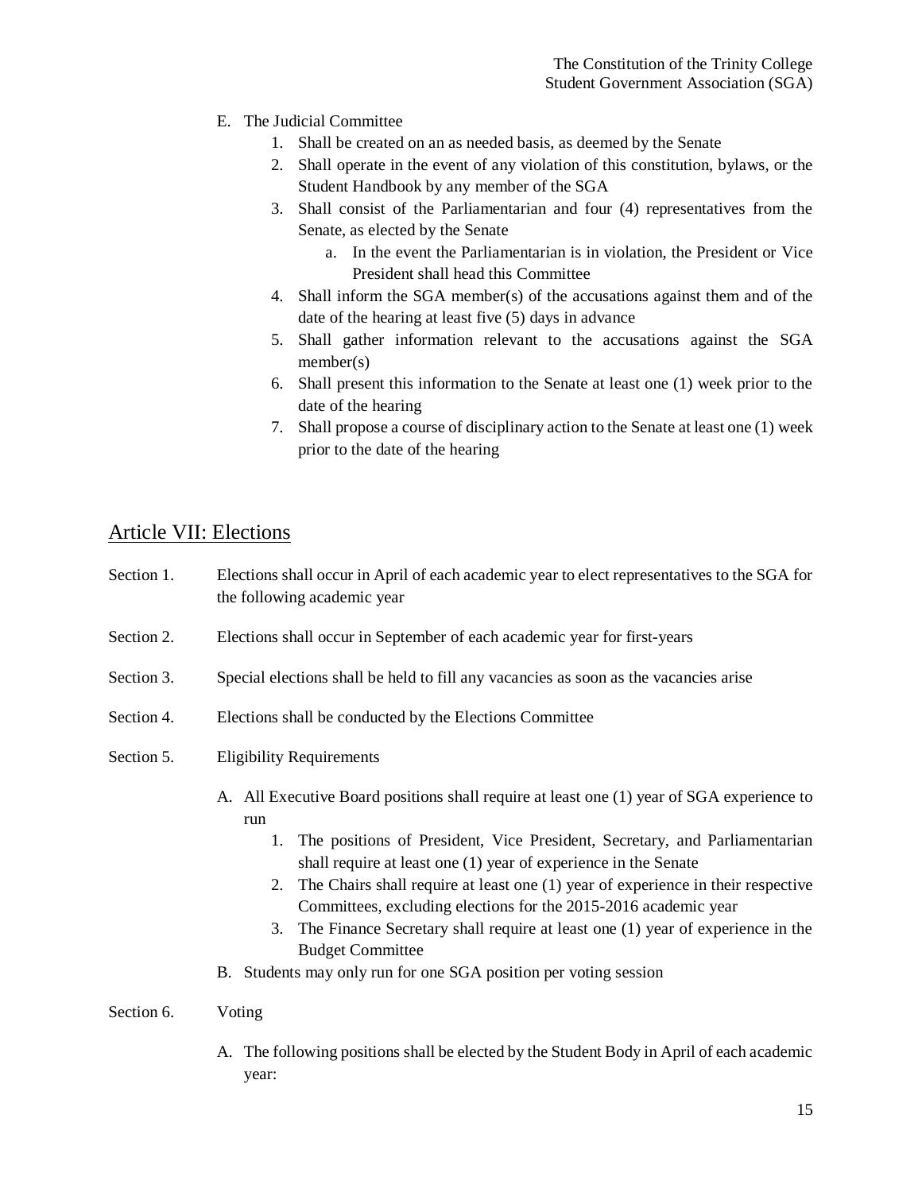E. The Judicial Committee
    1. Shall be created on an as needed basis, as deemed by the Senate
    2. Shall operate in the event of any violation of this constitution, bylaws, or the Student Handbook by any member of the SGA
    3. Shall consist of the Parliamentarian and four (4) representatives from the Senate, as elected by the Senate
        a. In the event the Parliamentarian is in violation, the President or Vice President shall head this Committee
    4. Shall inform the SGA member(s) of the accusations against them and of the date of the hearing at least five (5) days in advance
    5. Shall gather information relevant to the accusations against the SGA member(s)
    6. Shall present this information to the Senate at least one (1) week prior to the date of the hearing
    7. Shall propose a course of disciplinary action to the Senate at least one (1) week prior to the date of the hearing

## Article VII: Elections

Section 1. Elections shall occur in April of each academic year to elect representatives to the SGA for the following academic year

Section 2. Elections shall occur in September of each academic year for first-years

Section 3. Special elections shall be held to fill any vacancies as soon as the vacancies arise

Section 4. Elections shall be conducted by the Elections Committee

Section 5. Eligibility Requirements

A. All Executive Board positions shall require at least one (1) year of SGA experience to run
    1. The positions of President, Vice President, Secretary, and Parliamentarian shall require at least one (1) year of experience in the Senate
    2. The Chairs shall require at least one (1) year of experience in their respective Committees, excluding elections for the 2015-2016 academic year
    3. The Finance Secretary shall require at least one (1) year of experience in the Budget Committee

B. Students may only run for one SGA position per voting session

Section 6. Voting

A. The following positions shall be elected by the Student Body in April of each academic year: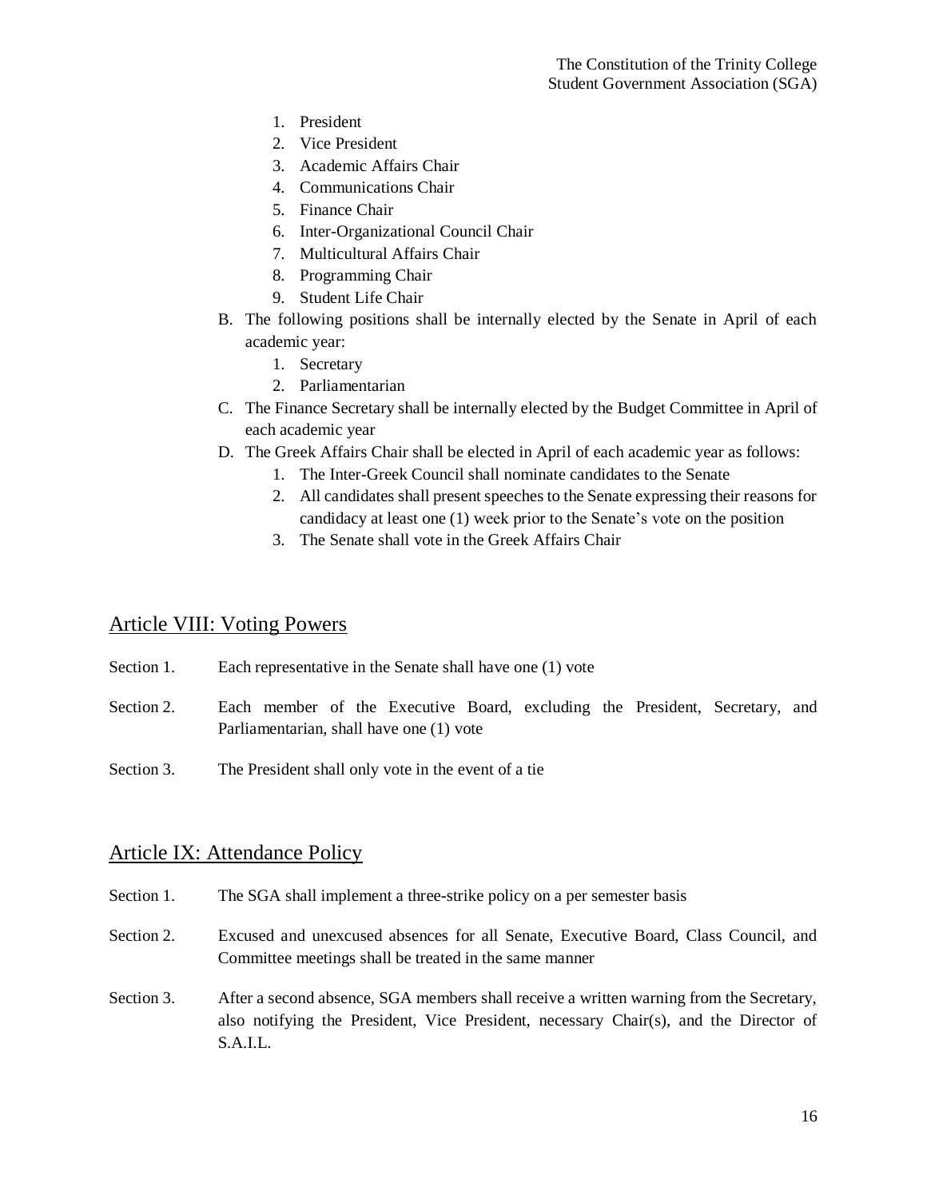1. President
2. Vice President
3. Academic Affairs Chair
4. Communications Chair
5. Finance Chair
6. Inter-Organizational Council Chair
7. Multicultural Affairs Chair
8. Programming Chair
9. Student Life Chair

B. The following positions shall be internally elected by the Senate in April of each academic year:
   1. Secretary
   2. Parliamentarian

C. The Finance Secretary shall be internally elected by the Budget Committee in April of each academic year

D. The Greek Affairs Chair shall be elected in April of each academic year as follows:
   1. The Inter-Greek Council shall nominate candidates to the Senate
   2. All candidates shall present speeches to the Senate expressing their reasons for candidacy at least one (1) week prior to the Senate's vote on the position
   3. The Senate shall vote in the Greek Affairs Chair

## Article VIII: Voting Powers

Section 1. Each representative in the Senate shall have one (1) vote

Section 2. Each member of the Executive Board, excluding the President, Secretary, and Parliamentarian, shall have one (1) vote

Section 3. The President shall only vote in the event of a tie

## Article IX: Attendance Policy

Section 1. The SGA shall implement a three-strike policy on a per semester basis

Section 2. Excused and unexcused absences for all Senate, Executive Board, Class Council, and Committee meetings shall be treated in the same manner

Section 3. After a second absence, SGA members shall receive a written warning from the Secretary, also notifying the President, Vice President, necessary Chair(s), and the Director of S.A.I.L.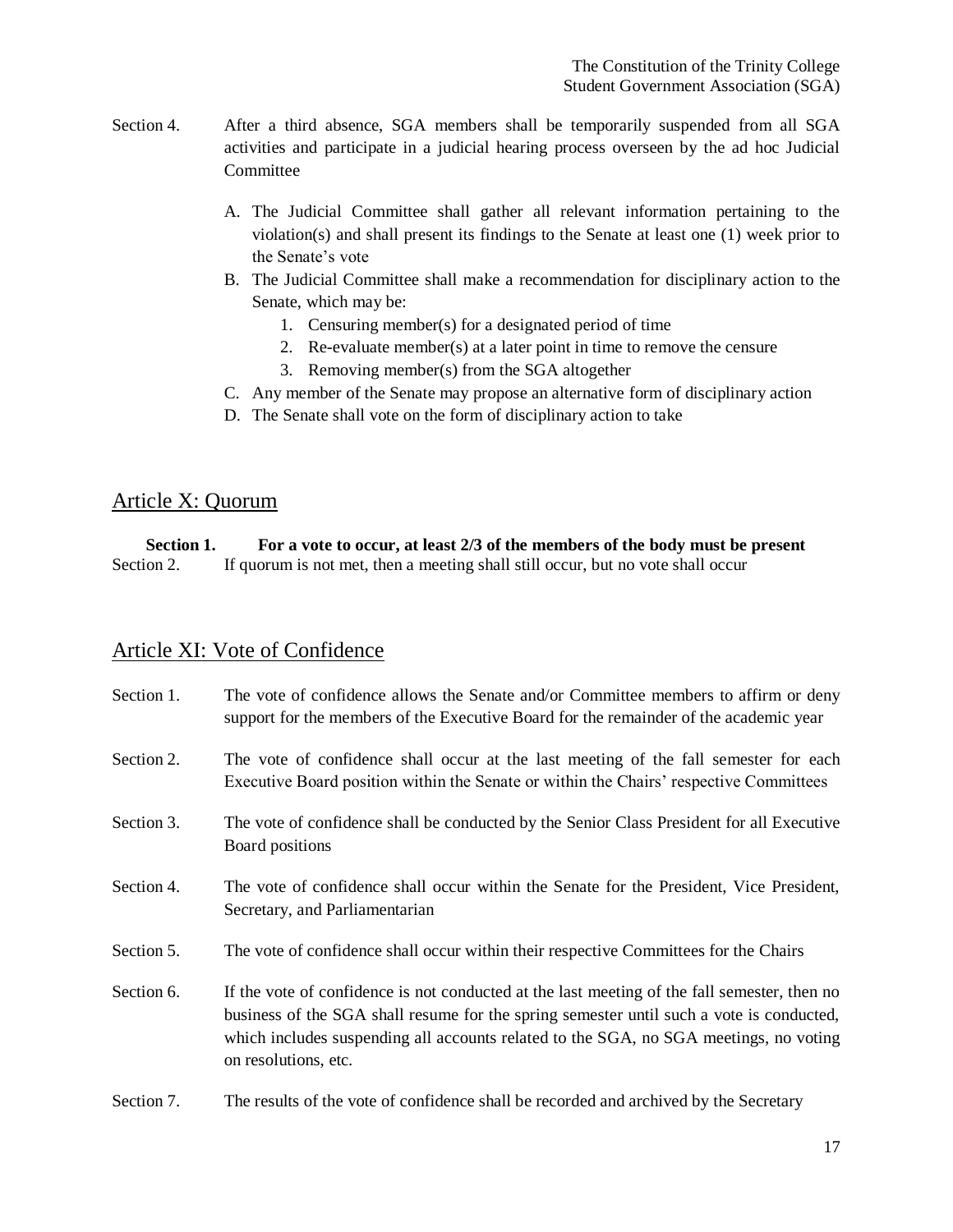Section 4. After a third absence, SGA members shall be temporarily suspended from all SGA activities and participate in a judicial hearing process overseen by the ad hoc Judicial Committee

A. The Judicial Committee shall gather all relevant information pertaining to the violation(s) and shall present its findings to the Senate at least one (1) week prior to the Senate's vote
B. The Judicial Committee shall make a recommendation for disciplinary action to the Senate, which may be:
    1. Censuring member(s) for a designated period of time
    2. Re-evaluate member(s) at a later point in time to remove the censure
    3. Removing member(s) from the SGA altogether
C. Any member of the Senate may propose an alternative form of disciplinary action
D. The Senate shall vote on the form of disciplinary action to take

## Article X: Quorum

**Section 1. For a vote to occur, at least 2/3 of the members of the body must be present**

Section 2. If quorum is not met, then a meeting shall still occur, but no vote shall occur

## Article XI: Vote of Confidence

Section 1. The vote of confidence allows the Senate and/or Committee members to affirm or deny support for the members of the Executive Board for the remainder of the academic year

Section 2. The vote of confidence shall occur at the last meeting of the fall semester for each Executive Board position within the Senate or within the Chairs' respective Committees

Section 3. The vote of confidence shall be conducted by the Senior Class President for all Executive Board positions

Section 4. The vote of confidence shall occur within the Senate for the President, Vice President, Secretary, and Parliamentarian

Section 5. The vote of confidence shall occur within their respective Committees for the Chairs

Section 6. If the vote of confidence is not conducted at the last meeting of the fall semester, then no business of the SGA shall resume for the spring semester until such a vote is conducted, which includes suspending all accounts related to the SGA, no SGA meetings, no voting on resolutions, etc.

Section 7. The results of the vote of confidence shall be recorded and archived by the Secretary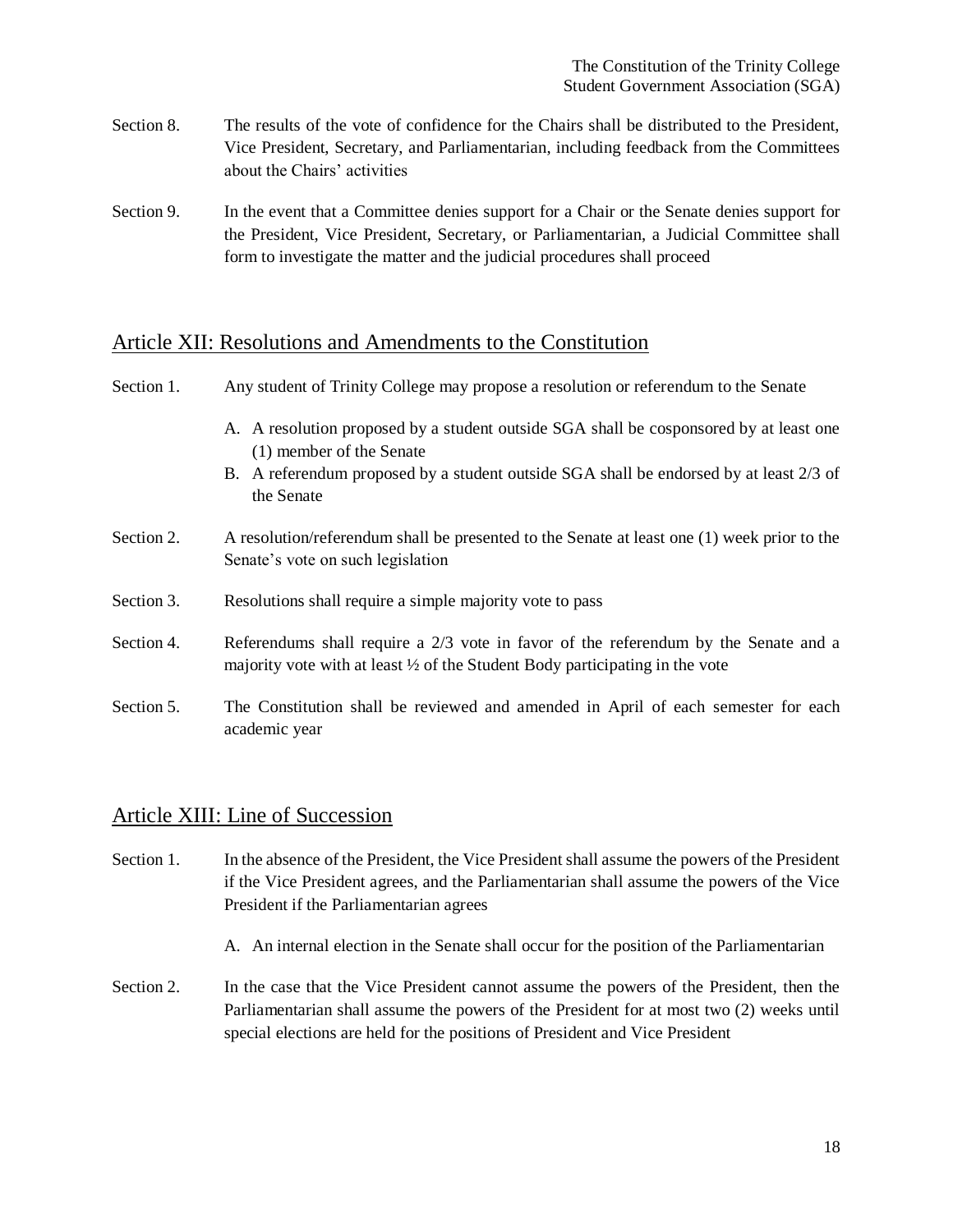Section 8. The results of the vote of confidence for the Chairs shall be distributed to the President, Vice President, Secretary, and Parliamentarian, including feedback from the Committees about the Chairs' activities

Section 9. In the event that a Committee denies support for a Chair or the Senate denies support for the President, Vice President, Secretary, or Parliamentarian, a Judicial Committee shall form to investigate the matter and the judicial procedures shall proceed

## Article XII: Resolutions and Amendments to the Constitution

Section 1. Any student of Trinity College may propose a resolution or referendum to the Senate

A. A resolution proposed by a student outside SGA shall be cosponsored by at least one (1) member of the Senate
B. A referendum proposed by a student outside SGA shall be endorsed by at least 2/3 of the Senate

Section 2. A resolution/referendum shall be presented to the Senate at least one (1) week prior to the Senate's vote on such legislation

Section 3. Resolutions shall require a simple majority vote to pass

Section 4. Referendums shall require a 2/3 vote in favor of the referendum by the Senate and a majority vote with at least ½ of the Student Body participating in the vote

Section 5. The Constitution shall be reviewed and amended in April of each semester for each academic year

## Article XIII: Line of Succession

Section 1. In the absence of the President, the Vice President shall assume the powers of the President if the Vice President agrees, and the Parliamentarian shall assume the powers of the Vice President if the Parliamentarian agrees

A. An internal election in the Senate shall occur for the position of the Parliamentarian

Section 2. In the case that the Vice President cannot assume the powers of the President, then the Parliamentarian shall assume the powers of the President for at most two (2) weeks until special elections are held for the positions of President and Vice President